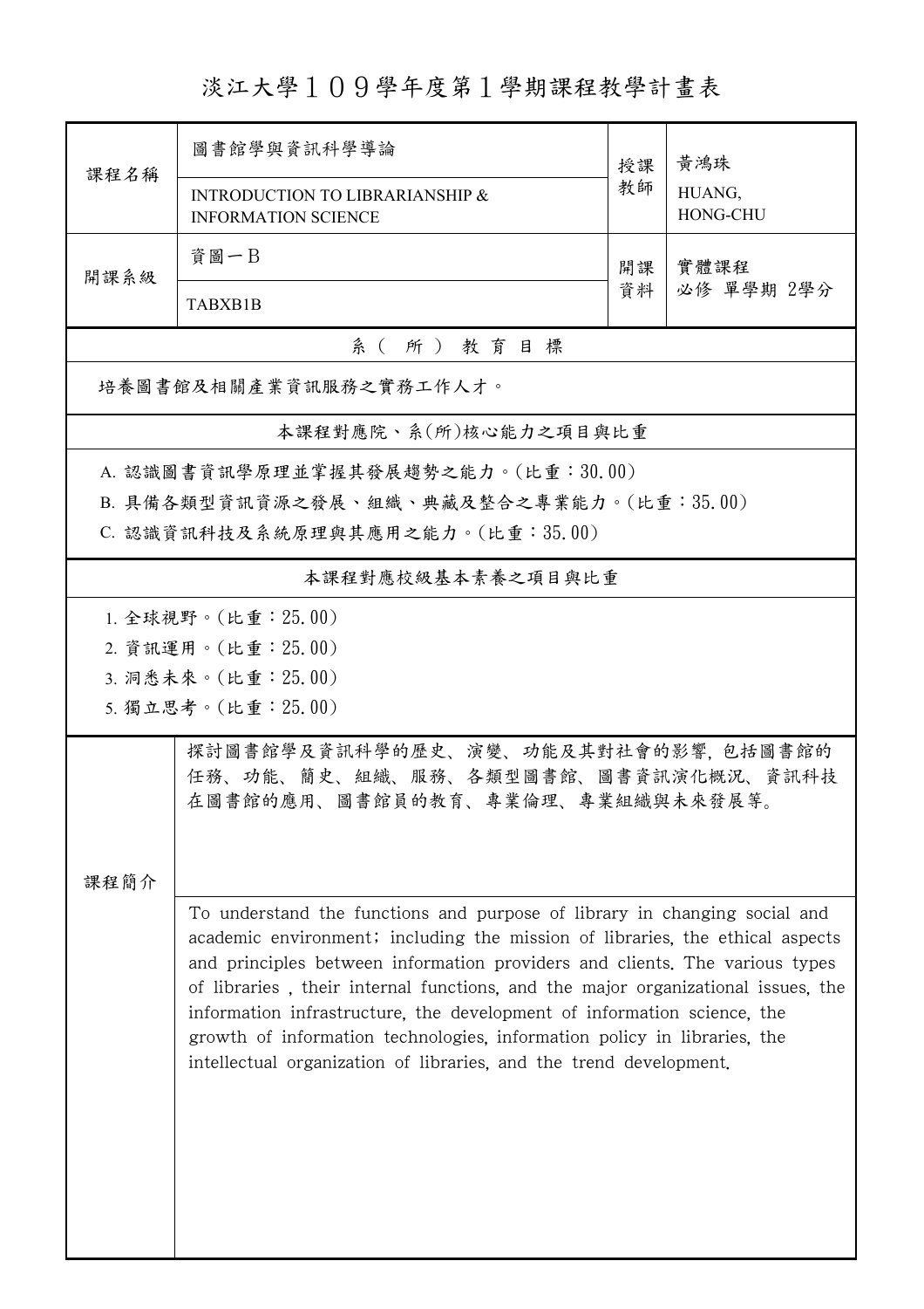# 淡江大學１０９學年度第１學期課程教學計畫表

| 課程名稱 | 圖書館學與資訊科學導論<br>INTRODUCTION TO LIBRARIANSHIP & INFORMATION SCIENCE | 授課教師 | 黃鴻珠<br>HUANG, HONG-CHU |
|---|---|---|---|
| 開課系級 | 資圖一Ｂ<br>TABXB1B | 開課資料 | 實體課程<br>必修 單學期 2學分 |

## 系（所）教育目標

培養圖書館及相關產業資訊服務之實務工作人才。

## 本課程對應院、系(所)核心能力之項目與比重

A. 認識圖書資訊學原理並掌握其發展趨勢之能力。(比重：30.00)

B. 具備各類型資訊資源之發展、組織、典藏及整合之專業能力。(比重：35.00)

C. 認識資訊科技及系統原理與其應用之能力。(比重：35.00)

## 本課程對應校級基本素養之項目與比重

1. 全球視野。(比重：25.00)
2. 資訊運用。(比重：25.00)
3. 洞悉未來。(比重：25.00)
5. 獨立思考。(比重：25.00)

## 課程簡介

探討圖書館學及資訊科學的歷史、演變、功能及其對社會的影響，包括圖書館的任務、功能、簡史、組織、服務、各類型圖書館、圖書資訊演化概況、資訊科技在圖書館的應用、圖書館員的教育、專業倫理、專業組織與未來發展等。

To understand the functions and purpose of library in changing social and academic environment; including the mission of libraries, the ethical aspects and principles between information providers and clients. The various types of libraries , their internal functions, and the major organizational issues, the information infrastructure, the development of information science, the growth of information technologies, information policy in libraries, the intellectual organization of libraries, and the trend development.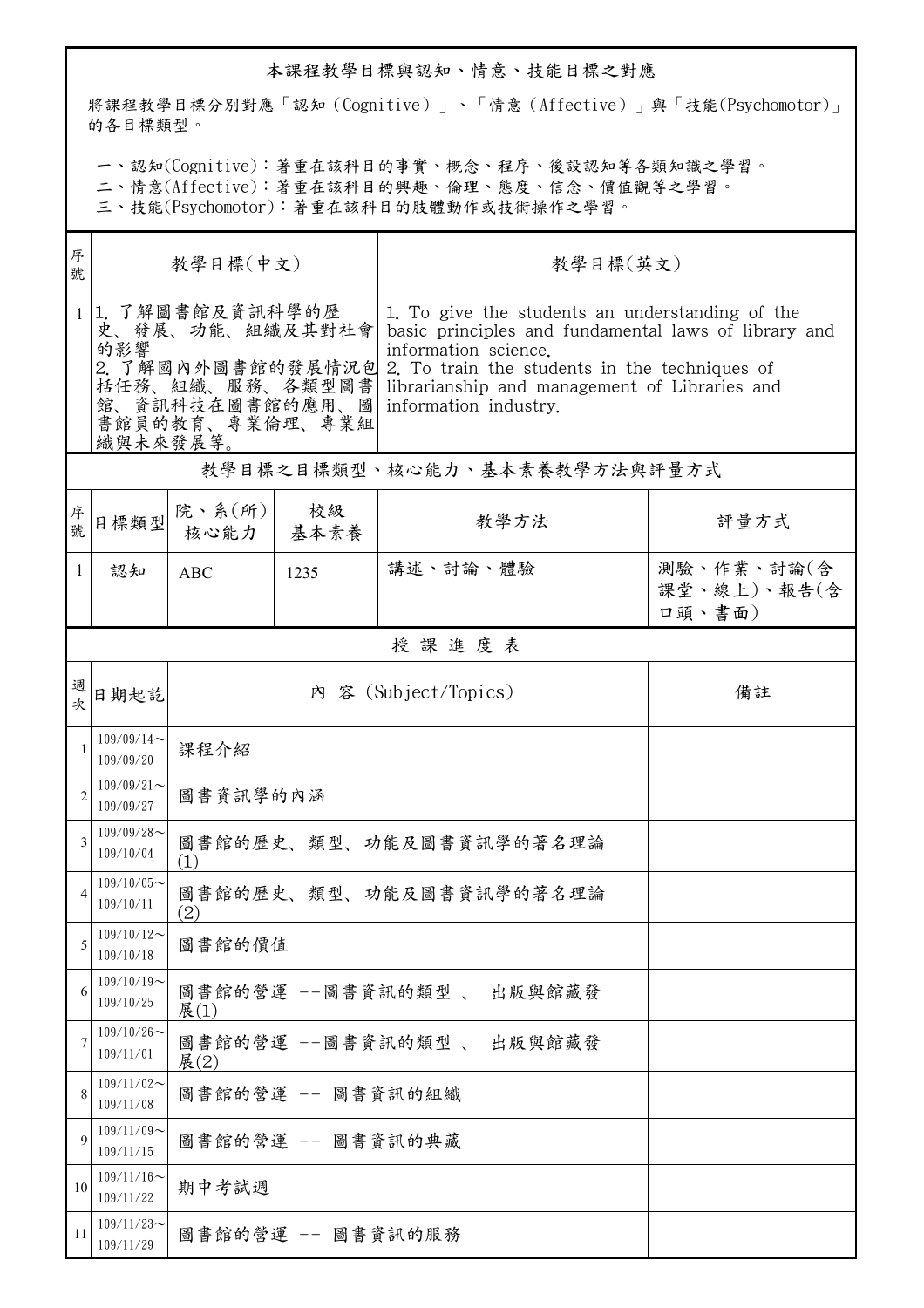## 本課程教學目標與認知、情意、技能目標之對應

將課程教學目標分別對應「認知（Cognitive）」、「情意（Affective）」與「技能(Psychomotor)」的各目標類型。

一、認知(Cognitive)：著重在該科目的事實、概念、程序、後設認知等各類知識之學習。
二、情意(Affective)：著重在該科目的興趣、倫理、態度、信念、價值觀等之學習。
三、技能(Psychomotor)：著重在該科目的肢體動作或技術操作之學習。

| 序號 | 教學目標(中文) | 教學目標(英文) |
|---|---|---|
| 1 | 1. 了解圖書館及資訊科學的歷史、發展、功能、組織及其對社會的影響<br>2. 了解國內外圖書館的發展情況包括任務、組織、服務、各類型圖書館、資訊科技在圖書館的應用、圖書館員的教育、專業倫理、專業組織與未來發展等。 | 1. To give the students an understanding of the basic principles and fundamental laws of library and information science.<br>2. To train the students in the techniques of librarianship and management of Libraries and information industry. |

## 教學目標之目標類型、核心能力、基本素養教學方法與評量方式

| 序號 | 目標類型 | 院、系(所)核心能力 | 校級基本素養 | 教學方法 | 評量方式 |
|---|---|---|---|---|---|
| 1 | 認知 | ABC | 1235 | 講述、討論、體驗 | 測驗、作業、討論(含課堂、線上)、報告(含口頭、書面) |

## 授 課 進 度 表

| 週次 | 日期起訖 | 內 容 (Subject/Topics) | 備註 |
|---|---|---|---|
| 1 | 109/09/14～109/09/20 | 課程介紹 | |
| 2 | 109/09/21～109/09/27 | 圖書資訊學的內涵 | |
| 3 | 109/09/28～109/10/04 | 圖書館的歷史、類型、功能及圖書資訊學的著名理論(1) | |
| 4 | 109/10/05～109/10/11 | 圖書館的歷史、類型、功能及圖書資訊學的著名理論(2) | |
| 5 | 109/10/12～109/10/18 | 圖書館的價值 | |
| 6 | 109/10/19～109/10/25 | 圖書館的營運 --圖書資訊的類型 、 出版與館藏發展(1) | |
| 7 | 109/10/26～109/11/01 | 圖書館的營運 --圖書資訊的類型 、 出版與館藏發展(2) | |
| 8 | 109/11/02～109/11/08 | 圖書館的營運 -- 圖書資訊的組織 | |
| 9 | 109/11/09～109/11/15 | 圖書館的營運 -- 圖書資訊的典藏 | |
| 10 | 109/11/16～109/11/22 | 期中考試週 | |
| 11 | 109/11/23～109/11/29 | 圖書館的營運 -- 圖書資訊的服務 | |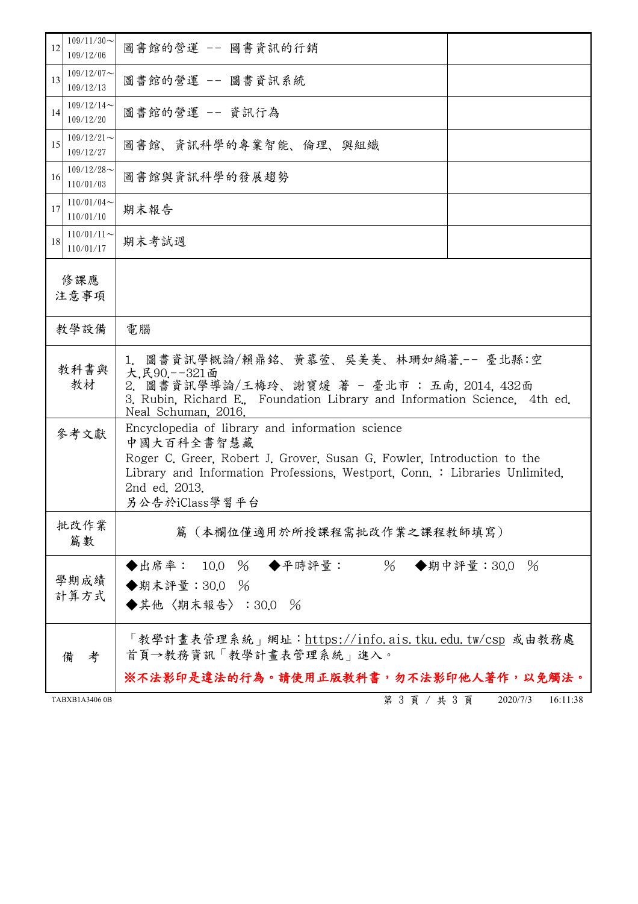| | | | |
|---|---|---|---|
| 12 | 109/11/30～<br>109/12/06 | 圖書館的營運 -- 圖書資訊的行銷 | |
| 13 | 109/12/07～<br>109/12/13 | 圖書館的營運 -- 圖書資訊系統 | |
| 14 | 109/12/14～<br>109/12/20 | 圖書館的營運 -- 資訊行為 | |
| 15 | 109/12/21～<br>109/12/27 | 圖書館、資訊科學的專業智能、倫理、與組織 | |
| 16 | 109/12/28～<br>110/01/03 | 圖書館與資訊科學的發展趨勢 | |
| 17 | 110/01/04～<br>110/01/10 | 期末報告 | |
| 18 | 110/01/11～<br>110/01/17 | 期末考試週 | |

| | |
|---|---|
| 修課應注意事項 | |
| 教學設備 | 電腦 |
| 教科書與教材 | 1. 圖書資訊學概論/賴鼎銘、黃慕萱、吳美美、林珊如編著.-- 臺北縣:空大,民90.--321面<br>2. 圖書資訊學導論/王梅玲、謝寶煖 著 – 臺北市 : 五南, 2014, 432面<br>3. Rubin, Richard E., Foundation Library and Information Science, 4th ed. Neal Schuman, 2016. |
| 參考文獻 | Encyclopedia of library and information science<br>中國大百科全書智慧藏<br>Roger C. Greer, Robert J. Grover, Susan G. Fowler, Introduction to the Library and Information Professions, Westport, Conn. : Libraries Unlimited, 2nd ed. 2013.<br>另公告於iClass學習平台 |
| 批改作業篇數 | 篇（本欄位僅適用於所授課程需批改作業之課程教師填寫） |
| 學期成績計算方式 | ◆出席率： 10.0 %　◆平時評量： %　◆期中評量：30.0 %<br>◆期末評量：30.0 %<br>◆其他〈期末報告〉：30.0 % |
| 備　考 | 「教學計畫表管理系統」網址：https://info.ais.tku.edu.tw/csp 或由教務處首頁→教務資訊「教學計畫表管理系統」進入。<br>**※不法影印是違法的行為。請使用正版教科書，勿不法影印他人著作，以免觸法。** |

TABXB1A3406 0B　　2020/7/3　16:11:38